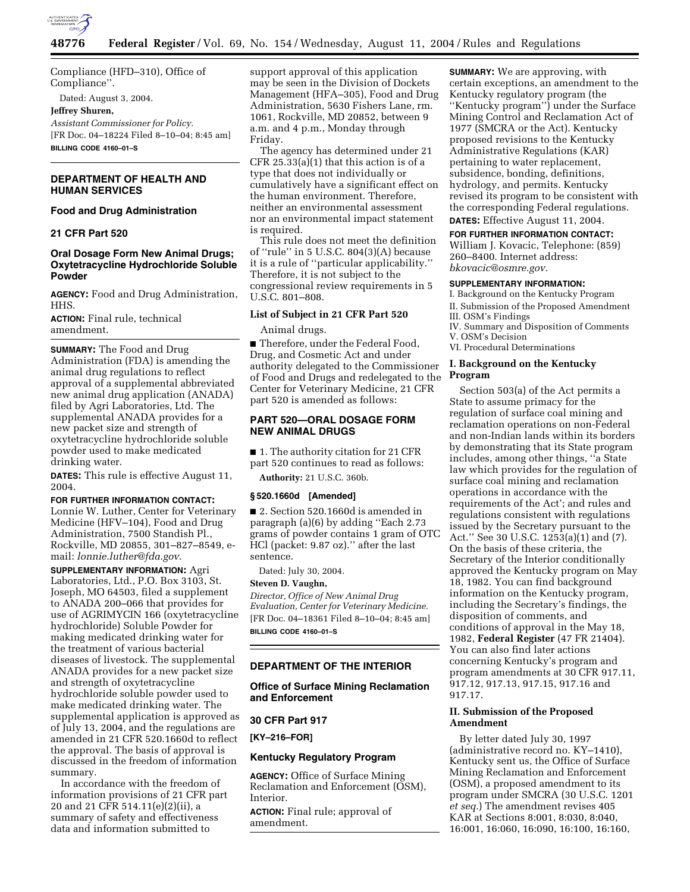Compliance (HFD–310), Office of Compliance''.

Dated: August 3, 2004.

**Jeffrey Shuren,**

*Assistant Commissioner for Policy.*

[FR Doc. 04–18224 Filed 8–10–04; 8:45 am]

**BILLING CODE 4160–01–S**

## DEPARTMENT OF HEALTH AND HUMAN SERVICES

### Food and Drug Administration

### 21 CFR Part 520

### Oral Dosage Form New Animal Drugs; Oxytetracycline Hydrochloride Soluble Powder

**AGENCY:** Food and Drug Administration, HHS.

**ACTION:** Final rule, technical amendment.

**SUMMARY:** The Food and Drug Administration (FDA) is amending the animal drug regulations to reflect approval of a supplemental abbreviated new animal drug application (ANADA) filed by Agri Laboratories, Ltd. The supplemental ANADA provides for a new packet size and strength of oxytetracycline hydrochloride soluble powder used to make medicated drinking water.

**DATES:** This rule is effective August 11, 2004.

**FOR FURTHER INFORMATION CONTACT:** Lonnie W. Luther, Center for Veterinary Medicine (HFV–104), Food and Drug Administration, 7500 Standish Pl., Rockville, MD 20855, 301–827–8549, e-mail: *lonnie.luther@fda.gov*.

**SUPPLEMENTARY INFORMATION:** Agri Laboratories, Ltd., P.O. Box 3103, St. Joseph, MO 64503, filed a supplement to ANADA 200–066 that provides for use of AGRIMYCIN 166 (oxytetracycline hydrochloride) Soluble Powder for making medicated drinking water for the treatment of various bacterial diseases of livestock. The supplemental ANADA provides for a new packet size and strength of oxytetracycline hydrochloride soluble powder used to make medicated drinking water. The supplemental application is approved as of July 13, 2004, and the regulations are amended in 21 CFR 520.1660d to reflect the approval. The basis of approval is discussed in the freedom of information summary.

In accordance with the freedom of information provisions of 21 CFR part 20 and 21 CFR 514.11(e)(2)(ii), a summary of safety and effectiveness data and information submitted to support approval of this application may be seen in the Division of Dockets Management (HFA–305), Food and Drug Administration, 5630 Fishers Lane, rm. 1061, Rockville, MD 20852, between 9 a.m. and 4 p.m., Monday through Friday.

The agency has determined under 21 CFR 25.33(a)(1) that this action is of a type that does not individually or cumulatively have a significant effect on the human environment. Therefore, neither an environmental assessment nor an environmental impact statement is required.

This rule does not meet the definition of ''rule'' in 5 U.S.C. 804(3)(A) because it is a rule of ''particular applicability.'' Therefore, it is not subject to the congressional review requirements in 5 U.S.C. 801–808.

**List of Subject in 21 CFR Part 520**

Animal drugs.

■ Therefore, under the Federal Food, Drug, and Cosmetic Act and under authority delegated to the Commissioner of Food and Drugs and redelegated to the Center for Veterinary Medicine, 21 CFR part 520 is amended as follows:

## PART 520—ORAL DOSAGE FORM NEW ANIMAL DRUGS

■ 1. The authority citation for 21 CFR part 520 continues to read as follows:

**Authority:** 21 U.S.C. 360b.

**§ 520.1660d [Amended]**

■ 2. Section 520.1660d is amended in paragraph (a)(6) by adding ''Each 2.73 grams of powder contains 1 gram of OTC HCl (packet: 9.87 oz).'' after the last sentence.

Dated: July 30, 2004.

**Steven D. Vaughn,**

*Director, Office of New Animal Drug Evaluation, Center for Veterinary Medicine.*

[FR Doc. 04–18361 Filed 8–10–04; 8:45 am]

**BILLING CODE 4160–01–S**

## DEPARTMENT OF THE INTERIOR

### Office of Surface Mining Reclamation and Enforcement

### 30 CFR Part 917

**[KY–216–FOR]**

### Kentucky Regulatory Program

**AGENCY:** Office of Surface Mining Reclamation and Enforcement (OSM), Interior.

**ACTION:** Final rule; approval of amendment.

**SUMMARY:** We are approving, with certain exceptions, an amendment to the Kentucky regulatory program (the ''Kentucky program'') under the Surface Mining Control and Reclamation Act of 1977 (SMCRA or the Act). Kentucky proposed revisions to the Kentucky Administrative Regulations (KAR) pertaining to water replacement, subsidence, bonding, definitions, hydrology, and permits. Kentucky revised its program to be consistent with the corresponding Federal regulations.

**DATES:** Effective August 11, 2004.

**FOR FURTHER INFORMATION CONTACT:** William J. Kovacic, Telephone: (859) 260–8400. Internet address: *bkovacic@osmre.gov.*

**SUPPLEMENTARY INFORMATION:**

I. Background on the Kentucky Program
II. Submission of the Proposed Amendment
III. OSM's Findings
IV. Summary and Disposition of Comments
V. OSM's Decision
VI. Procedural Determinations

### I. Background on the Kentucky Program

Section 503(a) of the Act permits a State to assume primacy for the regulation of surface coal mining and reclamation operations on non-Federal and non-Indian lands within its borders by demonstrating that its State program includes, among other things, ''a State law which provides for the regulation of surface coal mining and reclamation operations in accordance with the requirements of the Act'; and rules and regulations consistent with regulations issued by the Secretary pursuant to the Act.'' See 30 U.S.C. 1253(a)(1) and (7). On the basis of these criteria, the Secretary of the Interior conditionally approved the Kentucky program on May 18, 1982. You can find background information on the Kentucky program, including the Secretary's findings, the disposition of comments, and conditions of approval in the May 18, 1982, **Federal Register** (47 FR 21404). You can also find later actions concerning Kentucky's program and program amendments at 30 CFR 917.11, 917.12, 917.13, 917.15, 917.16 and 917.17.

### II. Submission of the Proposed Amendment

By letter dated July 30, 1997 (administrative record no. KY–1410), Kentucky sent us, the Office of Surface Mining Reclamation and Enforcement (OSM), a proposed amendment to its program under SMCRA (30 U.S.C. 1201 *et seq.*) The amendment revises 405 KAR at Sections 8:001, 8:030, 8:040, 16:001, 16:060, 16:090, 16:100, 16:160,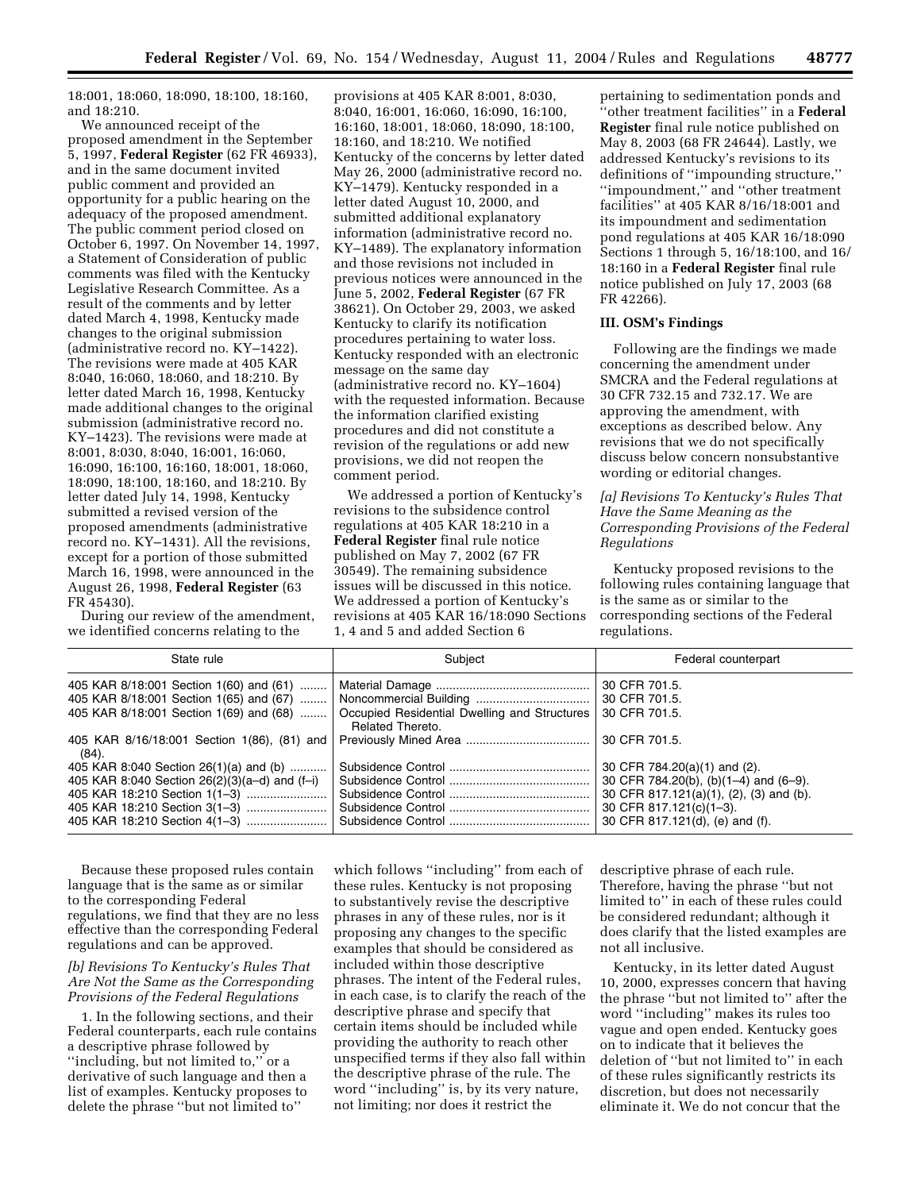18:001, 18:060, 18:090, 18:100, 18:160, and 18:210.

We announced receipt of the proposed amendment in the September 5, 1997, **Federal Register** (62 FR 46933), and in the same document invited public comment and provided an opportunity for a public hearing on the adequacy of the proposed amendment. The public comment period closed on October 6, 1997. On November 14, 1997, a Statement of Consideration of public comments was filed with the Kentucky Legislative Research Committee. As a result of the comments and by letter dated March 4, 1998, Kentucky made changes to the original submission (administrative record no. KY–1422). The revisions were made at 405 KAR 8:040, 16:060, 18:060, and 18:210. By letter dated March 16, 1998, Kentucky made additional changes to the original submission (administrative record no. KY–1423). The revisions were made at 8:001, 8:030, 8:040, 16:001, 16:060, 16:090, 16:100, 16:160, 18:001, 18:060, 18:090, 18:100, 18:160, and 18:210. By letter dated July 14, 1998, Kentucky submitted a revised version of the proposed amendments (administrative record no. KY–1431). All the revisions, except for a portion of those submitted March 16, 1998, were announced in the August 26, 1998, **Federal Register** (63 FR 45430).

During our review of the amendment, we identified concerns relating to the provisions at 405 KAR 8:001, 8:030, 8:040, 16:001, 16:060, 16:090, 16:100, 16:160, 18:001, 18:060, 18:090, 18:100, 18:160, and 18:210. We notified Kentucky of the concerns by letter dated May 26, 2000 (administrative record no. KY–1479). Kentucky responded in a letter dated August 10, 2000, and submitted additional explanatory information (administrative record no. KY–1489). The explanatory information and those revisions not included in previous notices were announced in the June 5, 2002, **Federal Register** (67 FR 38621). On October 29, 2003, we asked Kentucky to clarify its notification procedures pertaining to water loss. Kentucky responded with an electronic message on the same day (administrative record no. KY–1604) with the requested information. Because the information clarified existing procedures and did not constitute a revision of the regulations or add new provisions, we did not reopen the comment period.

We addressed a portion of Kentucky's revisions to the subsidence control regulations at 405 KAR 18:210 in a **Federal Register** final rule notice published on May 7, 2002 (67 FR 30549). The remaining subsidence issues will be discussed in this notice. We addressed a portion of Kentucky's revisions at 405 KAR 16/18:090 Sections 1, 4 and 5 and added Section 6 pertaining to sedimentation ponds and "other treatment facilities" in a **Federal Register** final rule notice published on May 8, 2003 (68 FR 24644). Lastly, we addressed Kentucky's revisions to its definitions of "impounding structure," "impoundment," and "other treatment facilities" at 405 KAR 8/16/18:001 and its impoundment and sedimentation pond regulations at 405 KAR 16/18:090 Sections 1 through 5, 16/18:100, and 16/18:160 in a **Federal Register** final rule notice published on July 17, 2003 (68 FR 42266).

## III. OSM's Findings

Following are the findings we made concerning the amendment under SMCRA and the Federal regulations at 30 CFR 732.15 and 732.17. We are approving the amendment, with exceptions as described below. Any revisions that we do not specifically discuss below concern nonsubstantive wording or editorial changes.

### *[a] Revisions To Kentucky's Rules That Have the Same Meaning as the Corresponding Provisions of the Federal Regulations*

Kentucky proposed revisions to the following rules containing language that is the same as or similar to the corresponding sections of the Federal regulations.

| State rule | Subject | Federal counterpart |
|---|---|---|
| 405 KAR 8/18:001 Section 1(60) and (61) | Material Damage | 30 CFR 701.5. |
| 405 KAR 8/18:001 Section 1(65) and (67) | Noncommercial Building | 30 CFR 701.5. |
| 405 KAR 8/18:001 Section 1(69) and (68) | Occupied Residential Dwelling and Structures Related Thereto. | 30 CFR 701.5. |
| 405 KAR 8/16/18:001 Section 1(86), (81) and (84). | Previously Mined Area | 30 CFR 701.5. |
| 405 KAR 8:040 Section 26(1)(a) and (b) | Subsidence Control | 30 CFR 784.20(a)(1) and (2). |
| 405 KAR 8:040 Section 26(2)(3)(a–d) and (f–i) | Subsidence Control | 30 CFR 784.20(b), (b)(1–4) and (6–9). |
| 405 KAR 18:210 Section 1(1–3) | Subsidence Control | 30 CFR 817.121(a)(1), (2), (3) and (b). |
| 405 KAR 18:210 Section 3(1–3) | Subsidence Control | 30 CFR 817.121(c)(1–3). |
| 405 KAR 18:210 Section 4(1–3) | Subsidence Control | 30 CFR 817.121(d), (e) and (f). |

Because these proposed rules contain language that is the same as or similar to the corresponding Federal regulations, we find that they are no less effective than the corresponding Federal regulations and can be approved.

### *[b] Revisions To Kentucky's Rules That Are Not the Same as the Corresponding Provisions of the Federal Regulations*

1. In the following sections, and their Federal counterparts, each rule contains a descriptive phrase followed by "including, but not limited to," or a derivative of such language and then a list of examples. Kentucky proposes to delete the phrase "but not limited to" which follows "including" from each of these rules. Kentucky is not proposing to substantively revise the descriptive phrases in any of these rules, nor is it proposing any changes to the specific examples that should be considered as included within those descriptive phrases. The intent of the Federal rules, in each case, is to clarify the reach of the descriptive phrase and specify that certain items should be included while providing the authority to reach other unspecified terms if they also fall within the descriptive phrase of the rule. The word "including" is, by its very nature, not limiting; nor does it restrict the descriptive phrase of each rule. Therefore, having the phrase "but not limited to" in each of these rules could be considered redundant; although it does clarify that the listed examples are not all inclusive.

Kentucky, in its letter dated August 10, 2000, expresses concern that having the phrase "but not limited to" after the word "including" makes its rules too vague and open ended. Kentucky goes on to indicate that it believes the deletion of "but not limited to" in each of these rules significantly restricts its discretion, but does not necessarily eliminate it. We do not concur that the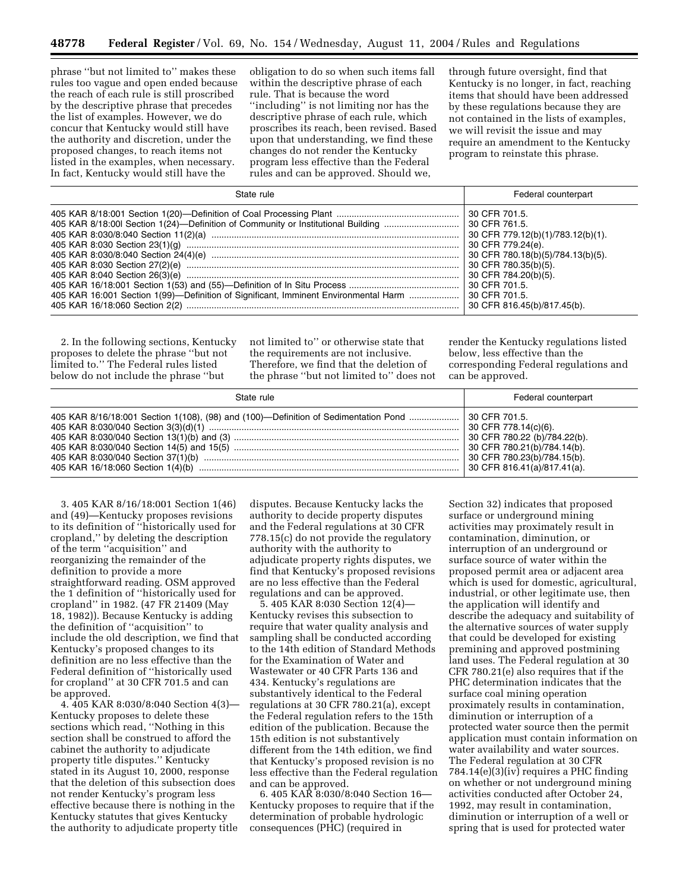phrase "but not limited to" makes these rules too vague and open ended because the reach of each rule is still proscribed by the descriptive phrase that precedes the list of examples. However, we do concur that Kentucky would still have the authority and discretion, under the proposed changes, to reach items not listed in the examples, when necessary. In fact, Kentucky would still have the obligation to do so when such items fall within the descriptive phrase of each rule. That is because the word "including" is not limiting nor has the descriptive phrase of each rule, which proscribes its reach, been revised. Based upon that understanding, we find these changes do not render the Kentucky program less effective than the Federal rules and can be approved. Should we, through future oversight, find that Kentucky is no longer, in fact, reaching items that should have been addressed by these regulations because they are not contained in the lists of examples, we will revisit the issue and may require an amendment to the Kentucky program to reinstate this phrase.

| State rule | Federal counterpart |
|---|---|
| 405 KAR 8/18:001 Section 1(20)—Definition of Coal Processing Plant | 30 CFR 701.5. |
| 405 KAR 8/18:00l Section 1(24)—Definition of Community or Institutional Building | 30 CFR 761.5. |
| 405 KAR 8:030/8:040 Section 11(2)(a) | 30 CFR 779.12(b)(1)/783.12(b)(1). |
| 405 KAR 8:030 Section 23(1)(g) | 30 CFR 779.24(e). |
| 405 KAR 8:030/8:040 Section 24(4)(e) | 30 CFR 780.18(b)(5)/784.13(b)(5). |
| 405 KAR 8:030 Section 27(2)(e) | 30 CFR 780.35(b)(5). |
| 405 KAR 8:040 Section 26(3)(e) | 30 CFR 784.20(b)(5). |
| 405 KAR 16/18:001 Section 1(53) and (55)—Definition of In Situ Process | 30 CFR 701.5. |
| 405 KAR 16:001 Section 1(99)—Definition of Significant, Imminent Environmental Harm | 30 CFR 701.5. |
| 405 KAR 16/18:060 Section 2(2) | 30 CFR 816.45(b)/817.45(b). |

2. In the following sections, Kentucky proposes to delete the phrase "but not limited to." The Federal rules listed below do not include the phrase "but not limited to" or otherwise state that the requirements are not inclusive. Therefore, we find that the deletion of the phrase "but not limited to" does not render the Kentucky regulations listed below, less effective than the corresponding Federal regulations and can be approved.

| State rule | Federal counterpart |
|---|---|
| 405 KAR 8/16/18:001 Section 1(108), (98) and (100)—Definition of Sedimentation Pond | 30 CFR 701.5. |
| 405 KAR 8:030/040 Section 3(3)(d)(1) | 30 CFR 778.14(c)(6). |
| 405 KAR 8:030/040 Section 13(1)(b) and (3) | 30 CFR 780.22 (b)/784.22(b). |
| 405 KAR 8:030/040 Section 14(5) and 15(5) | 30 CFR 780.21(b)/784.14(b). |
| 405 KAR 8:030/040 Section 37(1)(b) | 30 CFR 780.23(b)/784.15(b). |
| 405 KAR 16/18:060 Section 1(4)(b) | 30 CFR 816.41(a)/817.41(a). |

3. 405 KAR 8/16/18:001 Section 1(46) and (49)—Kentucky proposes revisions to its definition of "historically used for cropland," by deleting the description of the term "acquisition" and reorganizing the remainder of the definition to provide a more straightforward reading. OSM approved the 1 definition of "historically used for cropland" in 1982. (47 FR 21409 (May 18, 1982)). Because Kentucky is adding the definition of "acquisition" to include the old description, we find that Kentucky's proposed changes to its definition are no less effective than the Federal definition of "historically used for cropland" at 30 CFR 701.5 and can be approved.

4. 405 KAR 8:030/8:040 Section 4(3)—Kentucky proposes to delete these sections which read, "Nothing in this section shall be construed to afford the cabinet the authority to adjudicate property title disputes." Kentucky stated in its August 10, 2000, response that the deletion of this subsection does not render Kentucky's program less effective because there is nothing in the Kentucky statutes that gives Kentucky the authority to adjudicate property title disputes. Because Kentucky lacks the authority to decide property disputes and the Federal regulations at 30 CFR 778.15(c) do not provide the regulatory authority with the authority to adjudicate property rights disputes, we find that Kentucky's proposed revisions are no less effective than the Federal regulations and can be approved.

5. 405 KAR 8:030 Section 12(4)—Kentucky revises this subsection to require that water quality analysis and sampling shall be conducted according to the 14th edition of Standard Methods for the Examination of Water and Wastewater or 40 CFR Parts 136 and 434. Kentucky's regulations are substantively identical to the Federal regulations at 30 CFR 780.21(a), except the Federal regulation refers to the 15th edition of the publication. Because the 15th edition is not substantively different from the 14th edition, we find that Kentucky's proposed revision is no less effective than the Federal regulation and can be approved.

6. 405 KAR 8:030/8:040 Section 16—Kentucky proposes to require that if the determination of probable hydrologic consequences (PHC) (required in Section 32) indicates that proposed surface or underground mining activities may proximately result in contamination, diminution, or interruption of an underground or surface source of water within the proposed permit area or adjacent area which is used for domestic, agricultural, industrial, or other legitimate use, then the application will identify and describe the adequacy and suitability of the alternative sources of water supply that could be developed for existing premining and approved postmining land uses. The Federal regulation at 30 CFR 780.21(e) also requires that if the PHC determination indicates that the surface coal mining operation proximately results in contamination, diminution or interruption of a protected water source then the permit application must contain information on water availability and water sources. The Federal regulation at 30 CFR 784.14(e)(3)(iv) requires a PHC finding on whether or not underground mining activities conducted after October 24, 1992, may result in contamination, diminution or interruption of a well or spring that is used for protected water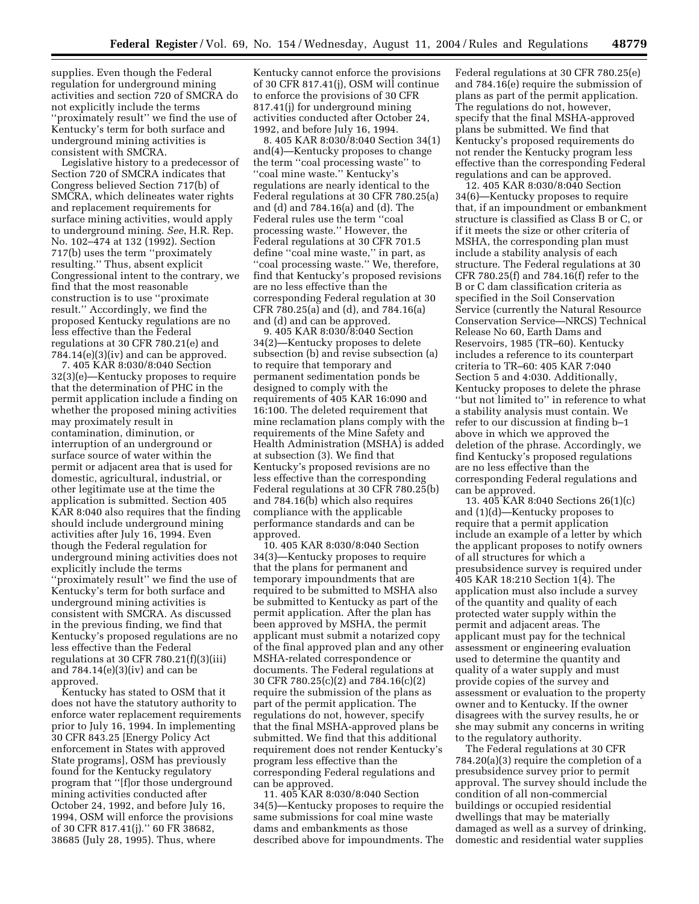supplies. Even though the Federal regulation for underground mining activities and section 720 of SMCRA do not explicitly include the terms ''proximately result'' we find the use of Kentucky's term for both surface and underground mining activities is consistent with SMCRA.

Legislative history to a predecessor of Section 720 of SMCRA indicates that Congress believed Section 717(b) of SMCRA, which delineates water rights and replacement requirements for surface mining activities, would apply to underground mining. *See*, H.R. Rep. No. 102–474 at 132 (1992). Section 717(b) uses the term ''proximately resulting.'' Thus, absent explicit Congressional intent to the contrary, we find that the most reasonable construction is to use ''proximate result.'' Accordingly, we find the proposed Kentucky regulations are no less effective than the Federal regulations at 30 CFR 780.21(e) and 784.14(e)(3)(iv) and can be approved.

7. 405 KAR 8:030/8:040 Section 32(3)(e)—Kentucky proposes to require that the determination of PHC in the permit application include a finding on whether the proposed mining activities may proximately result in contamination, diminution, or interruption of an underground or surface source of water within the permit or adjacent area that is used for domestic, agricultural, industrial, or other legitimate use at the time the application is submitted. Section 405 KAR 8:040 also requires that the finding should include underground mining activities after July 16, 1994. Even though the Federal regulation for underground mining activities does not explicitly include the terms ''proximately result'' we find the use of Kentucky's term for both surface and underground mining activities is consistent with SMCRA. As discussed in the previous finding, we find that Kentucky's proposed regulations are no less effective than the Federal regulations at 30 CFR 780.21(f)(3)(iii) and 784.14(e)(3)(iv) and can be approved.

Kentucky has stated to OSM that it does not have the statutory authority to enforce water replacement requirements prior to July 16, 1994. In implementing 30 CFR 843.25 [Energy Policy Act enforcement in States with approved State programs], OSM has previously found for the Kentucky regulatory program that ''[f]or those underground mining activities conducted after October 24, 1992, and before July 16, 1994, OSM will enforce the provisions of 30 CFR 817.41(j).'' 60 FR 38682, 38685 (July 28, 1995). Thus, where Kentucky cannot enforce the provisions of 30 CFR 817.41(j), OSM will continue to enforce the provisions of 30 CFR 817.41(j) for underground mining activities conducted after October 24, 1992, and before July 16, 1994.

8. 405 KAR 8:030/8:040 Section 34(1) and(4)—Kentucky proposes to change the term ''coal processing waste'' to ''coal mine waste.'' Kentucky's regulations are nearly identical to the Federal regulations at 30 CFR 780.25(a) and (d) and 784.16(a) and (d). The Federal rules use the term ''coal processing waste.'' However, the Federal regulations at 30 CFR 701.5 define ''coal mine waste,'' in part, as ''coal processing waste.'' We, therefore, find that Kentucky's proposed revisions are no less effective than the corresponding Federal regulation at 30 CFR 780.25(a) and (d), and 784.16(a) and (d) and can be approved.

9. 405 KAR 8:030/8:040 Section 34(2)—Kentucky proposes to delete subsection (b) and revise subsection (a) to require that temporary and permanent sedimentation ponds be designed to comply with the requirements of 405 KAR 16:090 and 16:100. The deleted requirement that mine reclamation plans comply with the requirements of the Mine Safety and Health Administration (MSHA) is added at subsection (3). We find that Kentucky's proposed revisions are no less effective than the corresponding Federal regulations at 30 CFR 780.25(b) and 784.16(b) which also requires compliance with the applicable performance standards and can be approved.

10. 405 KAR 8:030/8:040 Section 34(3)—Kentucky proposes to require that the plans for permanent and temporary impoundments that are required to be submitted to MSHA also be submitted to Kentucky as part of the permit application. After the plan has been approved by MSHA, the permit applicant must submit a notarized copy of the final approved plan and any other MSHA-related correspondence or documents. The Federal regulations at 30 CFR 780.25(c)(2) and 784.16(c)(2) require the submission of the plans as part of the permit application. The regulations do not, however, specify that the final MSHA-approved plans be submitted. We find that this additional requirement does not render Kentucky's program less effective than the corresponding Federal regulations and can be approved.

11. 405 KAR 8:030/8:040 Section 34(5)—Kentucky proposes to require the same submissions for coal mine waste dams and embankments as those described above for impoundments. The Federal regulations at 30 CFR 780.25(e) and 784.16(e) require the submission of plans as part of the permit application. The regulations do not, however, specify that the final MSHA-approved plans be submitted. We find that Kentucky's proposed requirements do not render the Kentucky program less effective than the corresponding Federal regulations and can be approved.

12. 405 KAR 8:030/8:040 Section 34(6)—Kentucky proposes to require that, if an impoundment or embankment structure is classified as Class B or C, or if it meets the size or other criteria of MSHA, the corresponding plan must include a stability analysis of each structure. The Federal regulations at 30 CFR 780.25(f) and 784.16(f) refer to the B or C dam classification criteria as specified in the Soil Conservation Service (currently the Natural Resource Conservation Service—NRCS) Technical Release No 60, Earth Dams and Reservoirs, 1985 (TR–60). Kentucky includes a reference to its counterpart criteria to TR–60: 405 KAR 7:040 Section 5 and 4:030. Additionally, Kentucky proposes to delete the phrase ''but not limited to'' in reference to what a stability analysis must contain. We refer to our discussion at finding b–1 above in which we approved the deletion of the phrase. Accordingly, we find Kentucky's proposed regulations are no less effective than the corresponding Federal regulations and can be approved.

13. 405 KAR 8:040 Sections 26(1)(c) and (1)(d)—Kentucky proposes to require that a permit application include an example of a letter by which the applicant proposes to notify owners of all structures for which a presubsidence survey is required under 405 KAR 18:210 Section 1(4). The application must also include a survey of the quantity and quality of each protected water supply within the permit and adjacent areas. The applicant must pay for the technical assessment or engineering evaluation used to determine the quantity and quality of a water supply and must provide copies of the survey and assessment or evaluation to the property owner and to Kentucky. If the owner disagrees with the survey results, he or she may submit any concerns in writing to the regulatory authority.

The Federal regulations at 30 CFR 784.20(a)(3) require the completion of a presubsidence survey prior to permit approval. The survey should include the condition of all non-commercial buildings or occupied residential dwellings that may be materially damaged as well as a survey of drinking, domestic and residential water supplies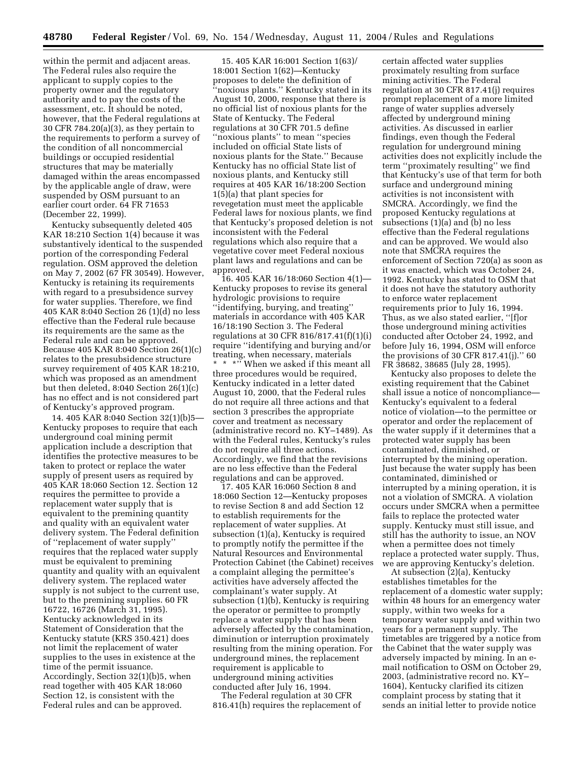within the permit and adjacent areas. The Federal rules also require the applicant to supply copies to the property owner and the regulatory authority and to pay the costs of the assessment, etc. It should be noted, however, that the Federal regulations at 30 CFR 784.20(a)(3), as they pertain to the requirements to perform a survey of the condition of all noncommercial buildings or occupied residential structures that may be materially damaged within the areas encompassed by the applicable angle of draw, were suspended by OSM pursuant to an earlier court order. 64 FR 71653 (December 22, 1999).

Kentucky subsequently deleted 405 KAR 18:210 Section 1(4) because it was substantively identical to the suspended portion of the corresponding Federal regulation. OSM approved the deletion on May 7, 2002 (67 FR 30549). However, Kentucky is retaining its requirements with regard to a presubsidence survey for water supplies. Therefore, we find 405 KAR 8:040 Section 26 (1)(d) no less effective than the Federal rule because its requirements are the same as the Federal rule and can be approved. Because 405 KAR 8:040 Section 26(1)(c) relates to the presubsidence structure survey requirement of 405 KAR 18:210, which was proposed as an amendment but then deleted, 8:040 Section 26(1)(c) has no effect and is not considered part of Kentucky's approved program.

14. 405 KAR 8:040 Section 32(1)(b)5—Kentucky proposes to require that each underground coal mining permit application include a description that identifies the protective measures to be taken to protect or replace the water supply of present users as required by 405 KAR 18:060 Section 12. Section 12 requires the permittee to provide a replacement water supply that is equivalent to the premining quantity and quality with an equivalent water delivery system. The Federal definition of ''replacement of water supply'' requires that the replaced water supply must be equivalent to premining quantity and quality with an equivalent delivery system. The replaced water supply is not subject to the current use, but to the premining supplies. 60 FR 16722, 16726 (March 31, 1995). Kentucky acknowledged in its Statement of Consideration that the Kentucky statute (KRS 350.421) does not limit the replacement of water supplies to the uses in existence at the time of the permit issuance. Accordingly, Section 32(1)(b)5, when read together with 405 KAR 18:060 Section 12, is consistent with the Federal rules and can be approved.

15. 405 KAR 16:001 Section 1(63)/18:001 Section 1(62)—Kentucky proposes to delete the definition of ''noxious plants.'' Kentucky stated in its August 10, 2000, response that there is no official list of noxious plants for the State of Kentucky. The Federal regulations at 30 CFR 701.5 define ''noxious plants'' to mean ''species included on official State lists of noxious plants for the State.'' Because Kentucky has no official State list of noxious plants, and Kentucky still requires at 405 KAR 16/18:200 Section 1(5)(a) that plant species for revegetation must meet the applicable Federal laws for noxious plants, we find that Kentucky's proposed deletion is not inconsistent with the Federal regulations which also require that a vegetative cover meet Federal noxious plant laws and regulations and can be approved.

16. 405 KAR 16/18:060 Section 4(1)—Kentucky proposes to revise its general hydrologic provisions to require ''identifying, burying, and treating'' materials in accordance with 405 KAR 16/18:190 Section 3. The Federal regulations at 30 CFR 816/817.41(f)(1)(i) require ''identifying and burying and/or treating, when necessary, materials * * *'' When we asked if this meant all three procedures would be required, Kentucky indicated in a letter dated August 10, 2000, that the Federal rules do not require all three actions and that section 3 prescribes the appropriate cover and treatment as necessary (administrative record no. KY–1489). As with the Federal rules, Kentucky's rules do not require all three actions. Accordingly, we find that the revisions are no less effective than the Federal regulations and can be approved.

17. 405 KAR 16:060 Section 8 and 18:060 Section 12—Kentucky proposes to revise Section 8 and add Section 12 to establish requirements for the replacement of water supplies. At subsection (1)(a), Kentucky is required to promptly notify the permittee if the Natural Resources and Environmental Protection Cabinet (the Cabinet) receives a complaint alleging the permittee's activities have adversely affected the complainant's water supply. At subsection (1)(b), Kentucky is requiring the operator or permittee to promptly replace a water supply that has been adversely affected by the contamination, diminution or interruption proximately resulting from the mining operation. For underground mines, the replacement requirement is applicable to underground mining activities conducted after July 16, 1994.

The Federal regulation at 30 CFR 816.41(h) requires the replacement of certain affected water supplies proximately resulting from surface mining activities. The Federal regulation at 30 CFR 817.41(j) requires prompt replacement of a more limited range of water supplies adversely affected by underground mining activities. As discussed in earlier findings, even though the Federal regulation for underground mining activities does not explicitly include the term ''proximately resulting'' we find that Kentucky's use of that term for both surface and underground mining activities is not inconsistent with SMCRA. Accordingly, we find the proposed Kentucky regulations at subsections (1)(a) and (b) no less effective than the Federal regulations and can be approved. We would also note that SMCRA requires the enforcement of Section 720(a) as soon as it was enacted, which was October 24, 1992. Kentucky has stated to OSM that it does not have the statutory authority to enforce water replacement requirements prior to July 16, 1994. Thus, as we also stated earlier, ''[f]or those underground mining activities conducted after October 24, 1992, and before July 16, 1994, OSM will enforce the provisions of 30 CFR 817.41(j).'' 60 FR 38682, 38685 (July 28, 1995).

Kentucky also proposes to delete the existing requirement that the Cabinet shall issue a notice of noncompliance—Kentucky's equivalent to a federal notice of violation—to the permittee or operator and order the replacement of the water supply if it determines that a protected water supply has been contaminated, diminished, or interrupted by the mining operation. Just because the water supply has been contaminated, diminished or interrupted by a mining operation, it is not a violation of SMCRA. A violation occurs under SMCRA when a permittee fails to replace the protected water supply. Kentucky must still issue, and still has the authority to issue, an NOV when a permittee does not timely replace a protected water supply. Thus, we are approving Kentucky's deletion.

At subsection (2)(a), Kentucky establishes timetables for the replacement of a domestic water supply; within 48 hours for an emergency water supply, within two weeks for a temporary water supply and within two years for a permanent supply. The timetables are triggered by a notice from the Cabinet that the water supply was adversely impacted by mining. In an e-mail notification to OSM on October 29, 2003, (administrative record no. KY–1604), Kentucky clarified its citizen complaint process by stating that it sends an initial letter to provide notice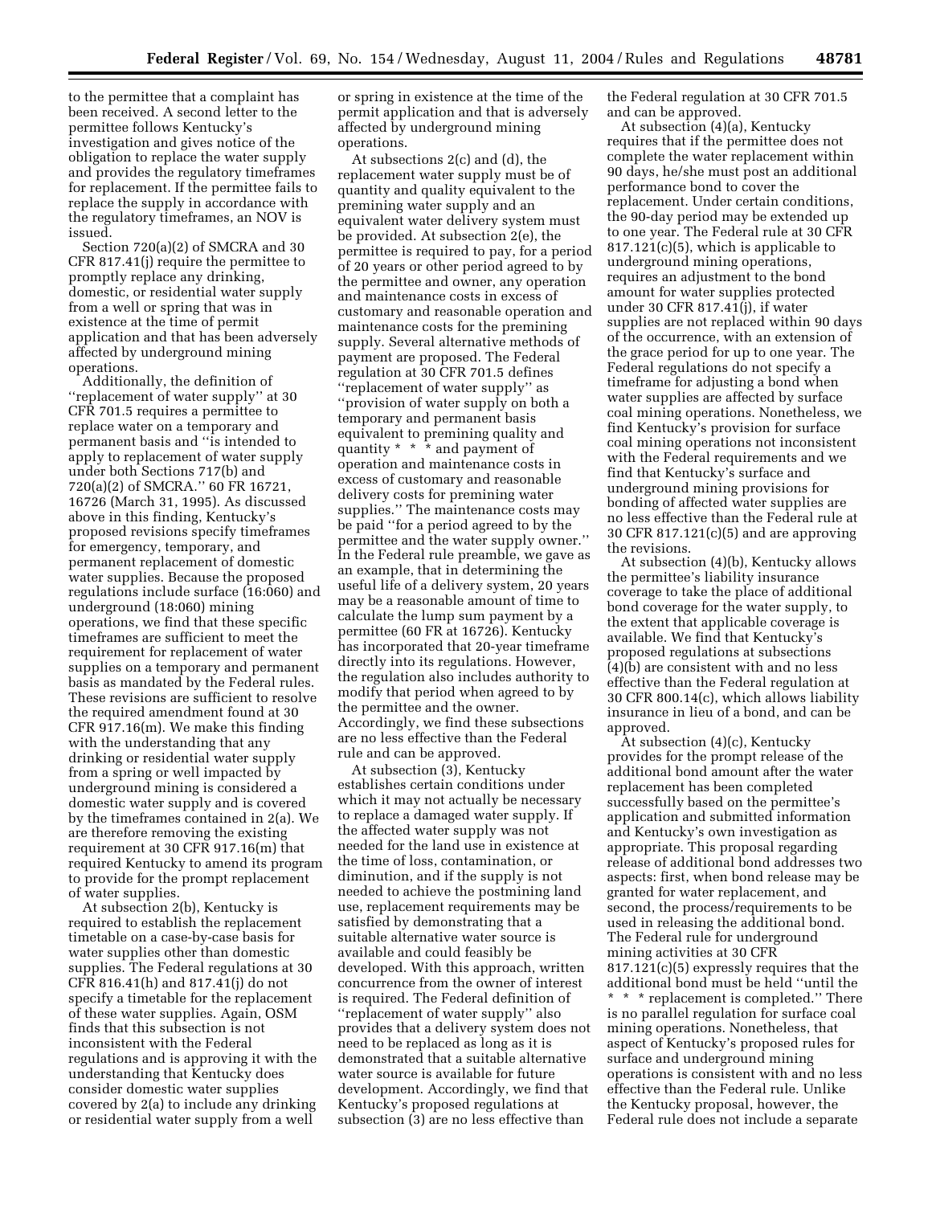to the permittee that a complaint has been received. A second letter to the permittee follows Kentucky's investigation and gives notice of the obligation to replace the water supply and provides the regulatory timeframes for replacement. If the permittee fails to replace the supply in accordance with the regulatory timeframes, an NOV is issued.

Section 720(a)(2) of SMCRA and 30 CFR 817.41(j) require the permittee to promptly replace any drinking, domestic, or residential water supply from a well or spring that was in existence at the time of permit application and that has been adversely affected by underground mining operations.

Additionally, the definition of "replacement of water supply" at 30 CFR 701.5 requires a permittee to replace water on a temporary and permanent basis and "is intended to apply to replacement of water supply under both Sections 717(b) and 720(a)(2) of SMCRA." 60 FR 16721, 16726 (March 31, 1995). As discussed above in this finding, Kentucky's proposed revisions specify timeframes for emergency, temporary, and permanent replacement of domestic water supplies. Because the proposed regulations include surface (16:060) and underground (18:060) mining operations, we find that these specific timeframes are sufficient to meet the requirement for replacement of water supplies on a temporary and permanent basis as mandated by the Federal rules. These revisions are sufficient to resolve the required amendment found at 30 CFR 917.16(m). We make this finding with the understanding that any drinking or residential water supply from a spring or well impacted by underground mining is considered a domestic water supply and is covered by the timeframes contained in 2(a). We are therefore removing the existing requirement at 30 CFR 917.16(m) that required Kentucky to amend its program to provide for the prompt replacement of water supplies.

At subsection 2(b), Kentucky is required to establish the replacement timetable on a case-by-case basis for water supplies other than domestic supplies. The Federal regulations at 30 CFR 816.41(h) and 817.41(j) do not specify a timetable for the replacement of these water supplies. Again, OSM finds that this subsection is not inconsistent with the Federal regulations and is approving it with the understanding that Kentucky does consider domestic water supplies covered by 2(a) to include any drinking or residential water supply from a well or spring in existence at the time of the permit application and that is adversely affected by underground mining operations.

At subsections 2(c) and (d), the replacement water supply must be of quantity and quality equivalent to the premining water supply and an equivalent water delivery system must be provided. At subsection 2(e), the permittee is required to pay, for a period of 20 years or other period agreed to by the permittee and owner, any operation and maintenance costs in excess of customary and reasonable operation and maintenance costs for the premining supply. Several alternative methods of payment are proposed. The Federal regulation at 30 CFR 701.5 defines "replacement of water supply" as "provision of water supply on both a temporary and permanent basis equivalent to premining quality and quantity * * * and payment of operation and maintenance costs in excess of customary and reasonable delivery costs for premining water supplies." The maintenance costs may be paid "for a period agreed to by the permittee and the water supply owner." In the Federal rule preamble, we gave as an example, that in determining the useful life of a delivery system, 20 years may be a reasonable amount of time to calculate the lump sum payment by a permittee (60 FR at 16726). Kentucky has incorporated that 20-year timeframe directly into its regulations. However, the regulation also includes authority to modify that period when agreed to by the permittee and the owner. Accordingly, we find these subsections are no less effective than the Federal rule and can be approved.

At subsection (3), Kentucky establishes certain conditions under which it may not actually be necessary to replace a damaged water supply. If the affected water supply was not needed for the land use in existence at the time of loss, contamination, or diminution, and if the supply is not needed to achieve the postmining land use, replacement requirements may be satisfied by demonstrating that a suitable alternative water source is available and could feasibly be developed. With this approach, written concurrence from the owner of interest is required. The Federal definition of "replacement of water supply" also provides that a delivery system does not need to be replaced as long as it is demonstrated that a suitable alternative water source is available for future development. Accordingly, we find that Kentucky's proposed regulations at subsection (3) are no less effective than the Federal regulation at 30 CFR 701.5 and can be approved.

At subsection (4)(a), Kentucky requires that if the permittee does not complete the water replacement within 90 days, he/she must post an additional performance bond to cover the replacement. Under certain conditions, the 90-day period may be extended up to one year. The Federal rule at 30 CFR 817.121(c)(5), which is applicable to underground mining operations, requires an adjustment to the bond amount for water supplies protected under 30 CFR 817.41(j), if water supplies are not replaced within 90 days of the occurrence, with an extension of the grace period for up to one year. The Federal regulations do not specify a timeframe for adjusting a bond when water supplies are affected by surface coal mining operations. Nonetheless, we find Kentucky's provision for surface coal mining operations not inconsistent with the Federal requirements and we find that Kentucky's surface and underground mining provisions for bonding of affected water supplies are no less effective than the Federal rule at 30 CFR 817.121(c)(5) and are approving the revisions.

At subsection (4)(b), Kentucky allows the permittee's liability insurance coverage to take the place of additional bond coverage for the water supply, to the extent that applicable coverage is available. We find that Kentucky's proposed regulations at subsections (4)(b) are consistent with and no less effective than the Federal regulation at 30 CFR 800.14(c), which allows liability insurance in lieu of a bond, and can be approved.

At subsection (4)(c), Kentucky provides for the prompt release of the additional bond amount after the water replacement has been completed successfully based on the permittee's application and submitted information and Kentucky's own investigation as appropriate. This proposal regarding release of additional bond addresses two aspects: first, when bond release may be granted for water replacement, and second, the process/requirements to be used in releasing the additional bond. The Federal rule for underground mining activities at 30 CFR 817.121(c)(5) expressly requires that the additional bond must be held "until the * * * replacement is completed." There is no parallel regulation for surface coal mining operations. Nonetheless, that aspect of Kentucky's proposed rules for surface and underground mining operations is consistent with and no less effective than the Federal rule. Unlike the Kentucky proposal, however, the Federal rule does not include a separate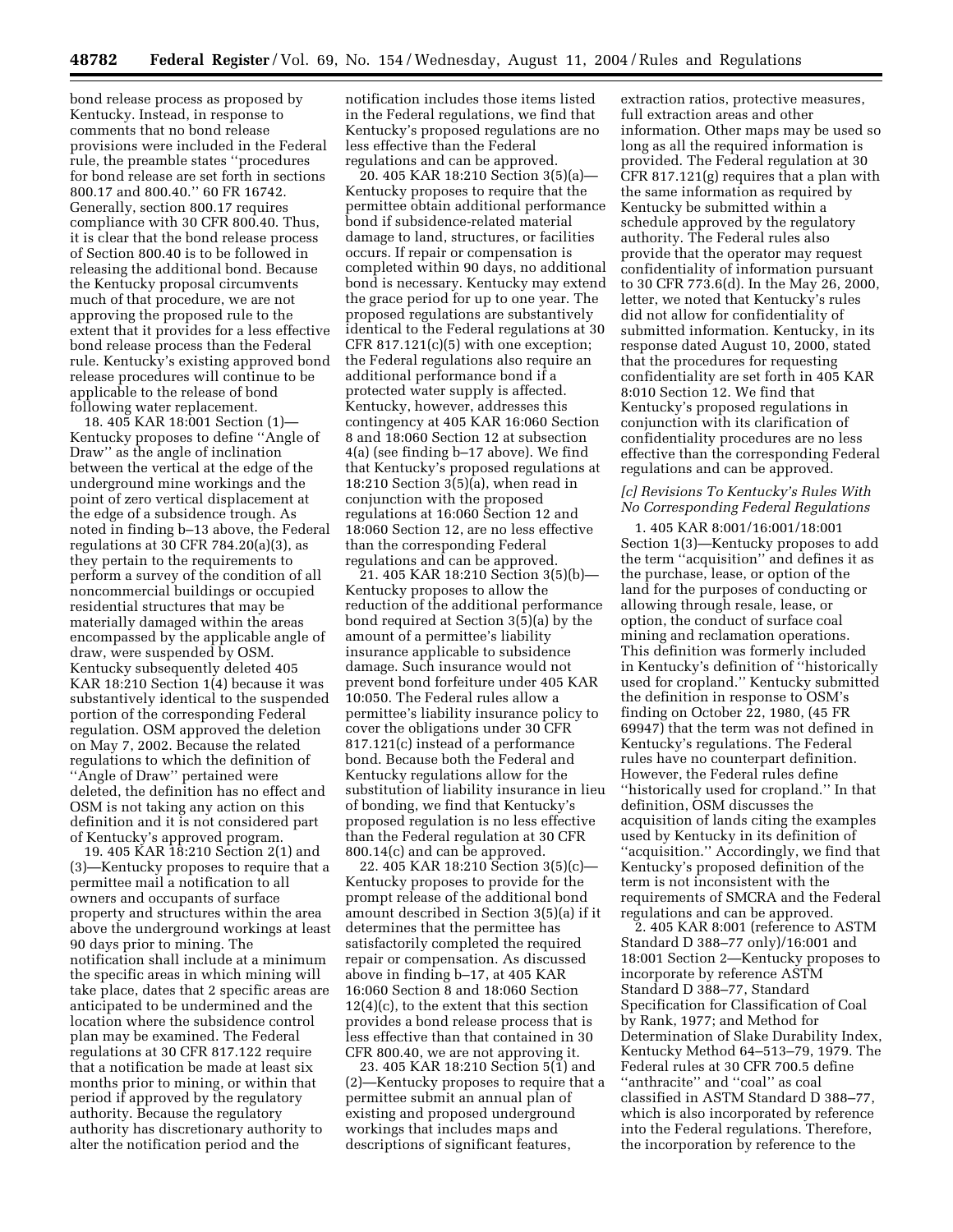bond release process as proposed by Kentucky. Instead, in response to comments that no bond release provisions were included in the Federal rule, the preamble states ''procedures for bond release are set forth in sections 800.17 and 800.40.'' 60 FR 16742. Generally, section 800.17 requires compliance with 30 CFR 800.40. Thus, it is clear that the bond release process of Section 800.40 is to be followed in releasing the additional bond. Because the Kentucky proposal circumvents much of that procedure, we are not approving the proposed rule to the extent that it provides for a less effective bond release process than the Federal rule. Kentucky's existing approved bond release procedures will continue to be applicable to the release of bond following water replacement.

18. 405 KAR 18:001 Section (1)—Kentucky proposes to define ''Angle of Draw'' as the angle of inclination between the vertical at the edge of the underground mine workings and the point of zero vertical displacement at the edge of a subsidence trough. As noted in finding b–13 above, the Federal regulations at 30 CFR 784.20(a)(3), as they pertain to the requirements to perform a survey of the condition of all noncommercial buildings or occupied residential structures that may be materially damaged within the areas encompassed by the applicable angle of draw, were suspended by OSM. Kentucky subsequently deleted 405 KAR 18:210 Section 1(4) because it was substantively identical to the suspended portion of the corresponding Federal regulation. OSM approved the deletion on May 7, 2002. Because the related regulations to which the definition of ''Angle of Draw'' pertained were deleted, the definition has no effect and OSM is not taking any action on this definition and it is not considered part of Kentucky's approved program.

19. 405 KAR 18:210 Section 2(1) and (3)—Kentucky proposes to require that a permittee mail a notification to all owners and occupants of surface property and structures within the area above the underground workings at least 90 days prior to mining. The notification shall include at a minimum the specific areas in which mining will take place, dates that 2 specific areas are anticipated to be undermined and the location where the subsidence control plan may be examined. The Federal regulations at 30 CFR 817.122 require that a notification be made at least six months prior to mining, or within that period if approved by the regulatory authority. Because the regulatory authority has discretionary authority to alter the notification period and the notification includes those items listed in the Federal regulations, we find that Kentucky's proposed regulations are no less effective than the Federal regulations and can be approved.

20. 405 KAR 18:210 Section 3(5)(a)—Kentucky proposes to require that the permittee obtain additional performance bond if subsidence-related material damage to land, structures, or facilities occurs. If repair or compensation is completed within 90 days, no additional bond is necessary. Kentucky may extend the grace period for up to one year. The proposed regulations are substantively identical to the Federal regulations at 30 CFR 817.121(c)(5) with one exception; the Federal regulations also require an additional performance bond if a protected water supply is affected. Kentucky, however, addresses this contingency at 405 KAR 16:060 Section 8 and 18:060 Section 12 at subsection 4(a) (see finding b–17 above). We find that Kentucky's proposed regulations at 18:210 Section 3(5)(a), when read in conjunction with the proposed regulations at 16:060 Section 12 and 18:060 Section 12, are no less effective than the corresponding Federal regulations and can be approved.

21. 405 KAR 18:210 Section 3(5)(b)—Kentucky proposes to allow the reduction of the additional performance bond required at Section 3(5)(a) by the amount of a permittee's liability insurance applicable to subsidence damage. Such insurance would not prevent bond forfeiture under 405 KAR 10:050. The Federal rules allow a permittee's liability insurance policy to cover the obligations under 30 CFR 817.121(c) instead of a performance bond. Because both the Federal and Kentucky regulations allow for the substitution of liability insurance in lieu of bonding, we find that Kentucky's proposed regulation is no less effective than the Federal regulation at 30 CFR 800.14(c) and can be approved.

22. 405 KAR 18:210 Section 3(5)(c)—Kentucky proposes to provide for the prompt release of the additional bond amount described in Section 3(5)(a) if it determines that the permittee has satisfactorily completed the required repair or compensation. As discussed above in finding b–17, at 405 KAR 16:060 Section 8 and 18:060 Section 12(4)(c), to the extent that this section provides a bond release process that is less effective than that contained in 30 CFR 800.40, we are not approving it.

23. 405 KAR 18:210 Section 5(1) and (2)—Kentucky proposes to require that a permittee submit an annual plan of existing and proposed underground workings that includes maps and descriptions of significant features, extraction ratios, protective measures, full extraction areas and other information. Other maps may be used so long as all the required information is provided. The Federal regulation at 30 CFR 817.121(g) requires that a plan with the same information as required by Kentucky be submitted within a schedule approved by the regulatory authority. The Federal rules also provide that the operator may request confidentiality of information pursuant to 30 CFR 773.6(d). In the May 26, 2000, letter, we noted that Kentucky's rules did not allow for confidentiality of submitted information. Kentucky, in its response dated August 10, 2000, stated that the procedures for requesting confidentiality are set forth in 405 KAR 8:010 Section 12. We find that Kentucky's proposed regulations in conjunction with its clarification of confidentiality procedures are no less effective than the corresponding Federal regulations and can be approved.

*[c] Revisions To Kentucky's Rules With No Corresponding Federal Regulations*

1. 405 KAR 8:001/16:001/18:001 Section 1(3)—Kentucky proposes to add the term ''acquisition'' and defines it as the purchase, lease, or option of the land for the purposes of conducting or allowing through resale, lease, or option, the conduct of surface coal mining and reclamation operations. This definition was formerly included in Kentucky's definition of ''historically used for cropland.'' Kentucky submitted the definition in response to OSM's finding on October 22, 1980, (45 FR 69947) that the term was not defined in Kentucky's regulations. The Federal rules have no counterpart definition. However, the Federal rules define ''historically used for cropland.'' In that definition, OSM discusses the acquisition of lands citing the examples used by Kentucky in its definition of ''acquisition.'' Accordingly, we find that Kentucky's proposed definition of the term is not inconsistent with the requirements of SMCRA and the Federal regulations and can be approved.

2. 405 KAR 8:001 (reference to ASTM Standard D 388–77 only)/16:001 and 18:001 Section 2—Kentucky proposes to incorporate by reference ASTM Standard D 388–77, Standard Specification for Classification of Coal by Rank, 1977; and Method for Determination of Slake Durability Index, Kentucky Method 64–513–79, 1979. The Federal rules at 30 CFR 700.5 define ''anthracite'' and ''coal'' as coal classified in ASTM Standard D 388–77, which is also incorporated by reference into the Federal regulations. Therefore, the incorporation by reference to the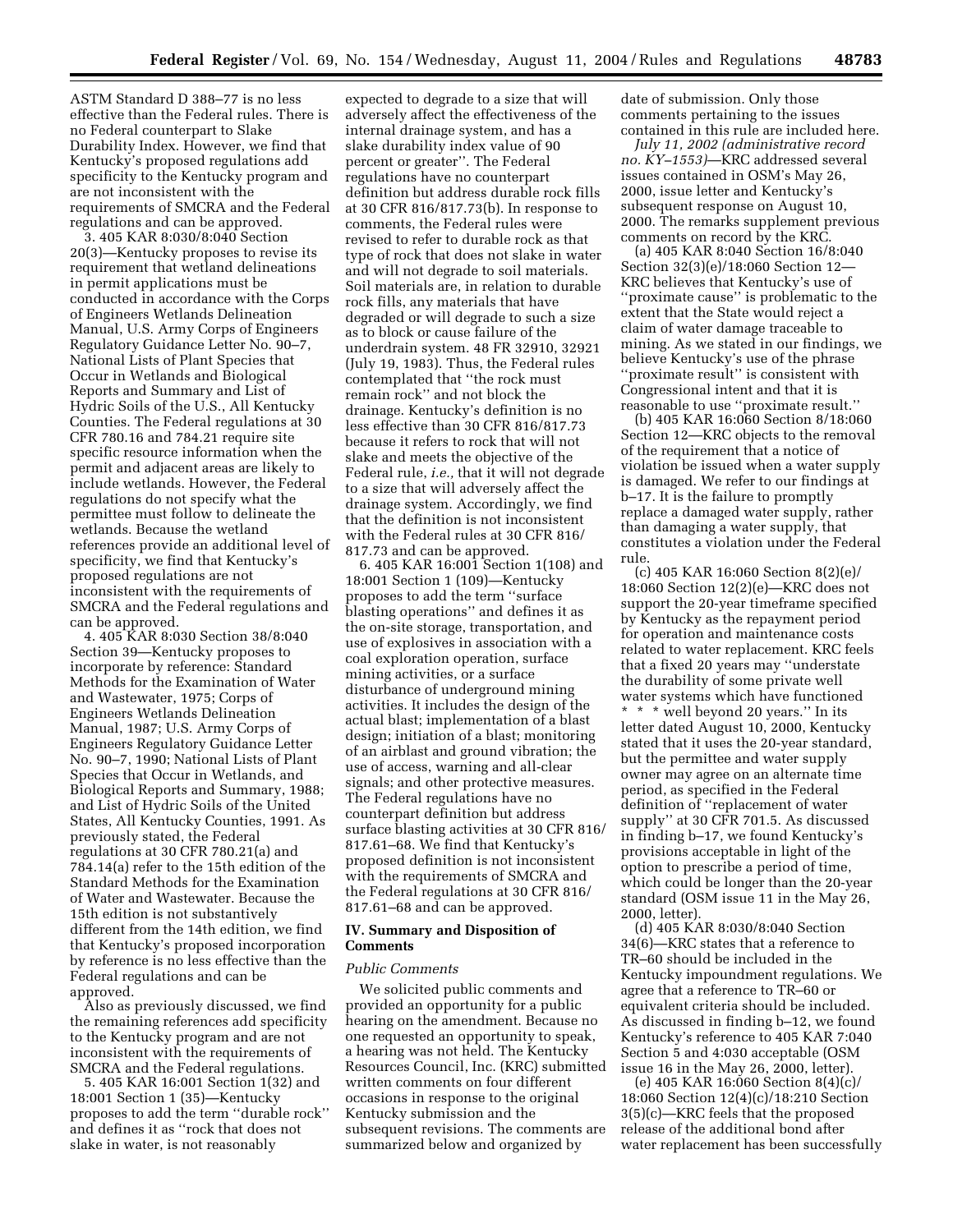ASTM Standard D 388–77 is no less effective than the Federal rules. There is no Federal counterpart to Slake Durability Index. However, we find that Kentucky's proposed regulations add specificity to the Kentucky program and are not inconsistent with the requirements of SMCRA and the Federal regulations and can be approved.

3. 405 KAR 8:030/8:040 Section 20(3)—Kentucky proposes to revise its requirement that wetland delineations in permit applications must be conducted in accordance with the Corps of Engineers Wetlands Delineation Manual, U.S. Army Corps of Engineers Regulatory Guidance Letter No. 90–7, National Lists of Plant Species that Occur in Wetlands and Biological Reports and Summary and List of Hydric Soils of the U.S., All Kentucky Counties. The Federal regulations at 30 CFR 780.16 and 784.21 require site specific resource information when the permit and adjacent areas are likely to include wetlands. However, the Federal regulations do not specify what the permittee must follow to delineate the wetlands. Because the wetland references provide an additional level of specificity, we find that Kentucky's proposed regulations are not inconsistent with the requirements of SMCRA and the Federal regulations and can be approved.

4. 405 KAR 8:030 Section 38/8:040 Section 39—Kentucky proposes to incorporate by reference: Standard Methods for the Examination of Water and Wastewater, 1975; Corps of Engineers Wetlands Delineation Manual, 1987; U.S. Army Corps of Engineers Regulatory Guidance Letter No. 90–7, 1990; National Lists of Plant Species that Occur in Wetlands, and Biological Reports and Summary, 1988; and List of Hydric Soils of the United States, All Kentucky Counties, 1991. As previously stated, the Federal regulations at 30 CFR 780.21(a) and 784.14(a) refer to the 15th edition of the Standard Methods for the Examination of Water and Wastewater. Because the 15th edition is not substantively different from the 14th edition, we find that Kentucky's proposed incorporation by reference is no less effective than the Federal regulations and can be approved.

Also as previously discussed, we find the remaining references add specificity to the Kentucky program and are not inconsistent with the requirements of SMCRA and the Federal regulations.

5. 405 KAR 16:001 Section 1(32) and 18:001 Section 1 (35)—Kentucky proposes to add the term ''durable rock'' and defines it as ''rock that does not slake in water, is not reasonably expected to degrade to a size that will adversely affect the effectiveness of the internal drainage system, and has a slake durability index value of 90 percent or greater''. The Federal regulations have no counterpart definition but address durable rock fills at 30 CFR 816/817.73(b). In response to comments, the Federal rules were revised to refer to durable rock as that type of rock that does not slake in water and will not degrade to soil materials. Soil materials are, in relation to durable rock fills, any materials that have degraded or will degrade to such a size as to block or cause failure of the underdrain system. 48 FR 32910, 32921 (July 19, 1983). Thus, the Federal rules contemplated that ''the rock must remain rock'' and not block the drainage. Kentucky's definition is no less effective than 30 CFR 816/817.73 because it refers to rock that will not slake and meets the objective of the Federal rule, *i.e.,* that it will not degrade to a size that will adversely affect the drainage system. Accordingly, we find that the definition is not inconsistent with the Federal rules at 30 CFR 816/817.73 and can be approved.

6. 405 KAR 16:001 Section 1(108) and 18:001 Section 1 (109)—Kentucky proposes to add the term ''surface blasting operations'' and defines it as the on-site storage, transportation, and use of explosives in association with a coal exploration operation, surface mining activities, or a surface disturbance of underground mining activities. It includes the design of the actual blast; implementation of a blast design; initiation of a blast; monitoring of an airblast and ground vibration; the use of access, warning and all-clear signals; and other protective measures. The Federal regulations have no counterpart definition but address surface blasting activities at 30 CFR 816/817.61–68. We find that Kentucky's proposed definition is not inconsistent with the requirements of SMCRA and the Federal regulations at 30 CFR 816/817.61–68 and can be approved.

## IV. Summary and Disposition of Comments

*Public Comments*

We solicited public comments and provided an opportunity for a public hearing on the amendment. Because no one requested an opportunity to speak, a hearing was not held. The Kentucky Resources Council, Inc. (KRC) submitted written comments on four different occasions in response to the original Kentucky submission and the subsequent revisions. The comments are summarized below and organized by date of submission. Only those comments pertaining to the issues contained in this rule are included here.

*July 11, 2002 (administrative record no. KY–1553)*—KRC addressed several issues contained in OSM's May 26, 2000, issue letter and Kentucky's subsequent response on August 10, 2000. The remarks supplement previous comments on record by the KRC.

(a) 405 KAR 8:040 Section 16/8:040 Section 32(3)(e)/18:060 Section 12—KRC believes that Kentucky's use of ''proximate cause'' is problematic to the extent that the State would reject a claim of water damage traceable to mining. As we stated in our findings, we believe Kentucky's use of the phrase ''proximate result'' is consistent with Congressional intent and that it is reasonable to use ''proximate result.''

(b) 405 KAR 16:060 Section 8/18:060 Section 12—KRC objects to the removal of the requirement that a notice of violation be issued when a water supply is damaged. We refer to our findings at b–17. It is the failure to promptly replace a damaged water supply, rather than damaging a water supply, that constitutes a violation under the Federal rule.

(c) 405 KAR 16:060 Section 8(2)(e)/18:060 Section 12(2)(e)—KRC does not support the 20-year timeframe specified by Kentucky as the repayment period for operation and maintenance costs related to water replacement. KRC feels that a fixed 20 years may ''understate the durability of some private well water systems which have functioned * * * well beyond 20 years.'' In its letter dated August 10, 2000, Kentucky stated that it uses the 20-year standard, but the permittee and water supply owner may agree on an alternate time period, as specified in the Federal definition of ''replacement of water supply'' at 30 CFR 701.5. As discussed in finding b–17, we found Kentucky's provisions acceptable in light of the option to prescribe a period of time, which could be longer than the 20-year standard (OSM issue 11 in the May 26, 2000, letter).

(d) 405 KAR 8:030/8:040 Section 34(6)—KRC states that a reference to TR–60 should be included in the Kentucky impoundment regulations. We agree that a reference to TR–60 or equivalent criteria should be included. As discussed in finding b–12, we found Kentucky's reference to 405 KAR 7:040 Section 5 and 4:030 acceptable (OSM issue 16 in the May 26, 2000, letter).

(e) 405 KAR 16:060 Section 8(4)(c)/18:060 Section 12(4)(c)/18:210 Section 3(5)(c)—KRC feels that the proposed release of the additional bond after water replacement has been successfully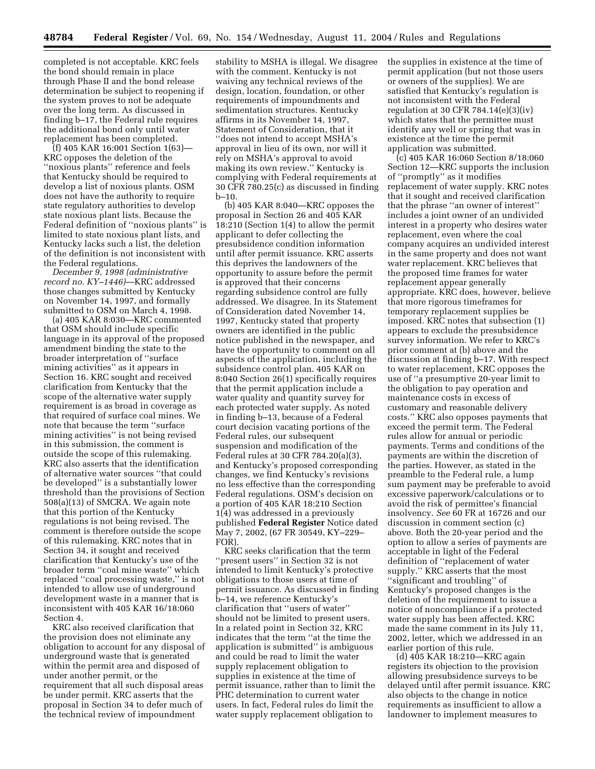completed is not acceptable. KRC feels the bond should remain in place through Phase II and the bond release determination be subject to reopening if the system proves to not be adequate over the long term. As discussed in finding b–17, the Federal rule requires the additional bond only until water replacement has been completed.

(f) 405 KAR 16:001 Section 1(63)—KRC opposes the deletion of the ''noxious plants'' reference and feels that Kentucky should be required to develop a list of noxious plants. OSM does not have the authority to require state regulatory authorities to develop state noxious plant lists. Because the Federal definition of ''noxious plants'' is limited to state noxious plant lists, and Kentucky lacks such a list, the deletion of the definition is not inconsistent with the Federal regulations.

*December 9, 1998 (administrative record no. KY–1446)*—KRC addressed those changes submitted by Kentucky on November 14, 1997, and formally submitted to OSM on March 4, 1998.

(a) 405 KAR 8:030—KRC commented that OSM should include specific language in its approval of the proposed amendment binding the state to the broader interpretation of ''surface mining activities'' as it appears in Section 16. KRC sought and received clarification from Kentucky that the scope of the alternative water supply requirement is as broad in coverage as that required of surface coal mines. We note that because the term ''surface mining activities'' is not being revised in this submission, the comment is outside the scope of this rulemaking. KRC also asserts that the identification of alternative water sources ''that could be developed'' is a substantially lower threshold than the provisions of Section 508(a)(13) of SMCRA. We again note that this portion of the Kentucky regulations is not being revised. The comment is therefore outside the scope of this rulemaking. KRC notes that in Section 34, it sought and received clarification that Kentucky's use of the broader term ''coal mine waste'' which replaced ''coal processing waste,'' is not intended to allow use of underground development waste in a manner that is inconsistent with 405 KAR 16/18:060 Section 4.

KRC also received clarification that the provision does not eliminate any obligation to account for any disposal of underground waste that is generated within the permit area and disposed of under another permit, or the requirement that all such disposal areas be under permit. KRC asserts that the proposal in Section 34 to defer much of the technical review of impoundment stability to MSHA is illegal. We disagree with the comment. Kentucky is not waiving any technical reviews of the design, location, foundation, or other requirements of impoundments and sedimentation structures. Kentucky affirms in its November 14, 1997, Statement of Consideration, that it ''does not intend to accept MSHA's approval in lieu of its own, nor will it rely on MSHA's approval to avoid making its own review.'' Kentucky is complying with Federal requirements at 30 CFR 780.25(c) as discussed in finding b–10.

(b) 405 KAR 8:040—KRC opposes the proposal in Section 26 and 405 KAR 18:210 (Section 1(4) to allow the permit applicant to defer collecting the presubsidence condition information until after permit issuance. KRC asserts this deprives the landowners of the opportunity to assure before the permit is approved that their concerns regarding subsidence control are fully addressed. We disagree. In its Statement of Consideration dated November 14, 1997, Kentucky stated that property owners are identified in the public notice published in the newspaper, and have the opportunity to comment on all aspects of the application, including the subsidence control plan. 405 KAR on 8:040 Section 26(1) specifically requires that the permit application include a water quality and quantity survey for each protected water supply. As noted in finding b–13, because of a Federal court decision vacating portions of the Federal rules, our subsequent suspension and modification of the Federal rules at 30 CFR 784.20(a)(3), and Kentucky's proposed corresponding changes, we find Kentucky's revisions no less effective than the corresponding Federal regulations. OSM's decision on a portion of 405 KAR 18:210 Section 1(4) was addressed in a previously published **Federal Register** Notice dated May 7, 2002, (67 FR 30549, KY–229–FOR).

KRC seeks clarification that the term ''present users'' in Section 32 is not intended to limit Kentucky's protective obligations to those users at time of permit issuance. As discussed in finding b–14, we reference Kentucky's clarification that ''users of water'' should not be limited to present users. In a related point in Section 32, KRC indicates that the term ''at the time the application is submitted'' is ambiguous and could be read to limit the water supply replacement obligation to supplies in existence at the time of permit issuance, rather than to limit the PHC determination to current water users. In fact, Federal rules do limit the water supply replacement obligation to the supplies in existence at the time of permit application (but not those users or owners of the supplies). We are satisfied that Kentucky's regulation is not inconsistent with the Federal regulation at 30 CFR 784.14(e)(3)(iv) which states that the permittee must identify any well or spring that was in existence at the time the permit application was submitted.

(c) 405 KAR 16:060 Section 8/18:060 Section 12—KRC supports the inclusion of ''promptly'' as it modifies replacement of water supply. KRC notes that it sought and received clarification that the phrase ''an owner of interest'' includes a joint owner of an undivided interest in a property who desires water replacement, even where the coal company acquires an undivided interest in the same property and does not want water replacement. KRC believes that the proposed time frames for water replacement appear generally appropriate. KRC does, however, believe that more rigorous timeframes for temporary replacement supplies be imposed. KRC notes that subsection (1) appears to exclude the presubsidence survey information. We refer to KRC's prior comment at (b) above and the discussion at finding b–17. With respect to water replacement, KRC opposes the use of ''a presumptive 20-year limit to the obligation to pay operation and maintenance costs in excess of customary and reasonable delivery costs.'' KRC also opposes payments that exceed the permit term. The Federal rules allow for annual or periodic payments. Terms and conditions of the payments are within the discretion of the parties. However, as stated in the preamble to the Federal rule, a lump sum payment may be preferable to avoid excessive paperwork/calculations or to avoid the risk of permittee's financial insolvency. *See* 60 FR at 16726 and our discussion in comment section (c) above. Both the 20-year period and the option to allow a series of payments are acceptable in light of the Federal definition of ''replacement of water supply.'' KRC asserts that the most ''significant and troubling'' of Kentucky's proposed changes is the deletion of the requirement to issue a notice of noncompliance if a protected water supply has been affected. KRC made the same comment in its July 11, 2002, letter, which we addressed in an earlier portion of this rule.

(d) 405 KAR 18:210—KRC again registers its objection to the provision allowing presubsidence surveys to be delayed until after permit issuance. KRC also objects to the change in notice requirements as insufficient to allow a landowner to implement measures to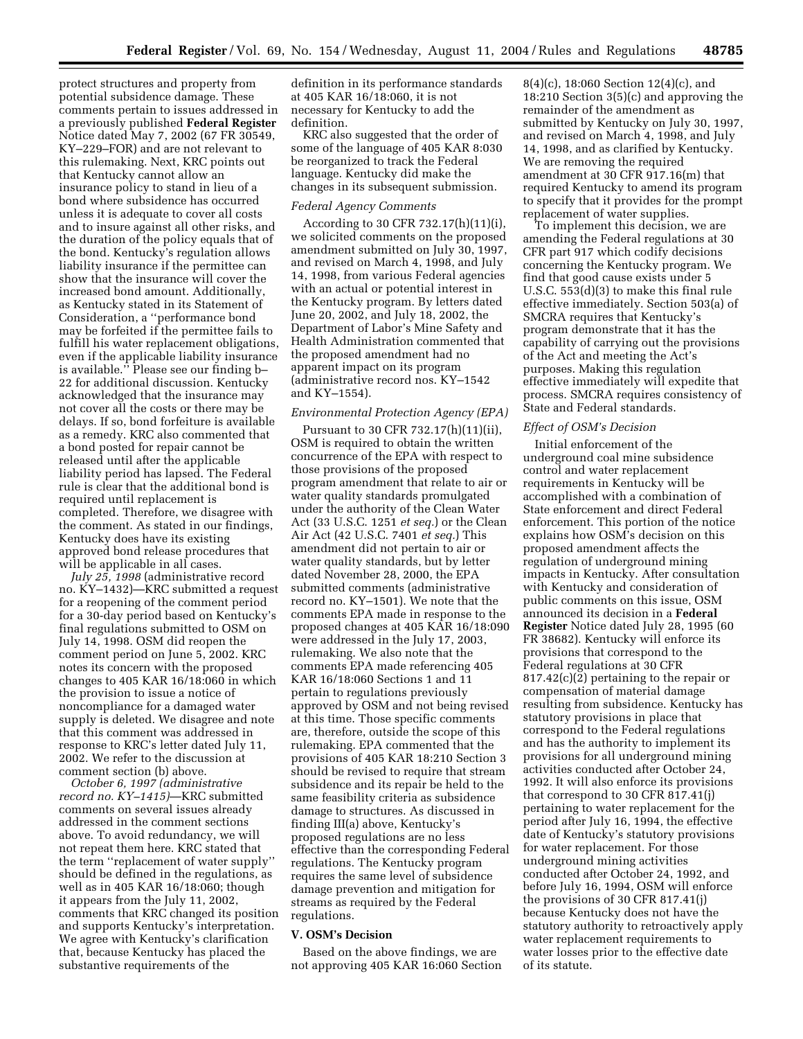protect structures and property from potential subsidence damage. These comments pertain to issues addressed in a previously published **Federal Register** Notice dated May 7, 2002 (67 FR 30549, KY–229–FOR) and are not relevant to this rulemaking. Next, KRC points out that Kentucky cannot allow an insurance policy to stand in lieu of a bond where subsidence has occurred unless it is adequate to cover all costs and to insure against all other risks, and the duration of the policy equals that of the bond. Kentucky's regulation allows liability insurance if the permittee can show that the insurance will cover the increased bond amount. Additionally, as Kentucky stated in its Statement of Consideration, a ''performance bond may be forfeited if the permittee fails to fulfill his water replacement obligations, even if the applicable liability insurance is available.'' Please see our finding b–22 for additional discussion. Kentucky acknowledged that the insurance may not cover all the costs or there may be delays. If so, bond forfeiture is available as a remedy. KRC also commented that a bond posted for repair cannot be released until after the applicable liability period has lapsed. The Federal rule is clear that the additional bond is required until replacement is completed. Therefore, we disagree with the comment. As stated in our findings, Kentucky does have its existing approved bond release procedures that will be applicable in all cases.

*July 25, 1998* (administrative record no. KY–1432)—KRC submitted a request for a reopening of the comment period for a 30-day period based on Kentucky's final regulations submitted to OSM on July 14, 1998. OSM did reopen the comment period on June 5, 2002. KRC notes its concern with the proposed changes to 405 KAR 16/18:060 in which the provision to issue a notice of noncompliance for a damaged water supply is deleted. We disagree and note that this comment was addressed in response to KRC's letter dated July 11, 2002. We refer to the discussion at comment section (b) above.

*October 6, 1997 (administrative record no. KY–1415)*—KRC submitted comments on several issues already addressed in the comment sections above. To avoid redundancy, we will not repeat them here. KRC stated that the term ''replacement of water supply'' should be defined in the regulations, as well as in 405 KAR 16/18:060; though it appears from the July 11, 2002, comments that KRC changed its position and supports Kentucky's interpretation. We agree with Kentucky's clarification that, because Kentucky has placed the substantive requirements of the definition in its performance standards at 405 KAR 16/18:060, it is not necessary for Kentucky to add the definition.

KRC also suggested that the order of some of the language of 405 KAR 8:030 be reorganized to track the Federal language. Kentucky did make the changes in its subsequent submission.

*Federal Agency Comments*

According to 30 CFR 732.17(h)(11)(i), we solicited comments on the proposed amendment submitted on July 30, 1997, and revised on March 4, 1998, and July 14, 1998, from various Federal agencies with an actual or potential interest in the Kentucky program. By letters dated June 20, 2002, and July 18, 2002, the Department of Labor's Mine Safety and Health Administration commented that the proposed amendment had no apparent impact on its program (administrative record nos. KY–1542 and KY–1554).

*Environmental Protection Agency (EPA)*

Pursuant to 30 CFR 732.17(h)(11)(ii), OSM is required to obtain the written concurrence of the EPA with respect to those provisions of the proposed program amendment that relate to air or water quality standards promulgated under the authority of the Clean Water Act (33 U.S.C. 1251 *et seq.*) or the Clean Air Act (42 U.S.C. 7401 *et seq.*) This amendment did not pertain to air or water quality standards, but by letter dated November 28, 2000, the EPA submitted comments (administrative record no. KY–1501). We note that the comments EPA made in response to the proposed changes at 405 KAR 16/18:090 were addressed in the July 17, 2003, rulemaking. We also note that the comments EPA made referencing 405 KAR 16/18:060 Sections 1 and 11 pertain to regulations previously approved by OSM and not being revised at this time. Those specific comments are, therefore, outside the scope of this rulemaking. EPA commented that the provisions of 405 KAR 18:210 Section 3 should be revised to require that stream subsidence and its repair be held to the same feasibility criteria as subsidence damage to structures. As discussed in finding III(a) above, Kentucky's proposed regulations are no less effective than the corresponding Federal regulations. The Kentucky program requires the same level of subsidence damage prevention and mitigation for streams as required by the Federal regulations.

## V. OSM's Decision

Based on the above findings, we are not approving 405 KAR 16:060 Section 8(4)(c), 18:060 Section 12(4)(c), and 18:210 Section 3(5)(c) and approving the remainder of the amendment as submitted by Kentucky on July 30, 1997, and revised on March 4, 1998, and July 14, 1998, and as clarified by Kentucky. We are removing the required amendment at 30 CFR 917.16(m) that required Kentucky to amend its program to specify that it provides for the prompt replacement of water supplies.

To implement this decision, we are amending the Federal regulations at 30 CFR part 917 which codify decisions concerning the Kentucky program. We find that good cause exists under 5 U.S.C. 553(d)(3) to make this final rule effective immediately. Section 503(a) of SMCRA requires that Kentucky's program demonstrate that it has the capability of carrying out the provisions of the Act and meeting the Act's purposes. Making this regulation effective immediately will expedite that process. SMCRA requires consistency of State and Federal standards.

*Effect of OSM's Decision*

Initial enforcement of the underground coal mine subsidence control and water replacement requirements in Kentucky will be accomplished with a combination of State enforcement and direct Federal enforcement. This portion of the notice explains how OSM's decision on this proposed amendment affects the regulation of underground mining impacts in Kentucky. After consultation with Kentucky and consideration of public comments on this issue, OSM announced its decision in a **Federal Register** Notice dated July 28, 1995 (60 FR 38682). Kentucky will enforce its provisions that correspond to the Federal regulations at 30 CFR 817.42(c)(2) pertaining to the repair or compensation of material damage resulting from subsidence. Kentucky has statutory provisions in place that correspond to the Federal regulations and has the authority to implement its provisions for all underground mining activities conducted after October 24, 1992. It will also enforce its provisions that correspond to 30 CFR 817.41(j) pertaining to water replacement for the period after July 16, 1994, the effective date of Kentucky's statutory provisions for water replacement. For those underground mining activities conducted after October 24, 1992, and before July 16, 1994, OSM will enforce the provisions of 30 CFR 817.41(j) because Kentucky does not have the statutory authority to retroactively apply water replacement requirements to water losses prior to the effective date of its statute.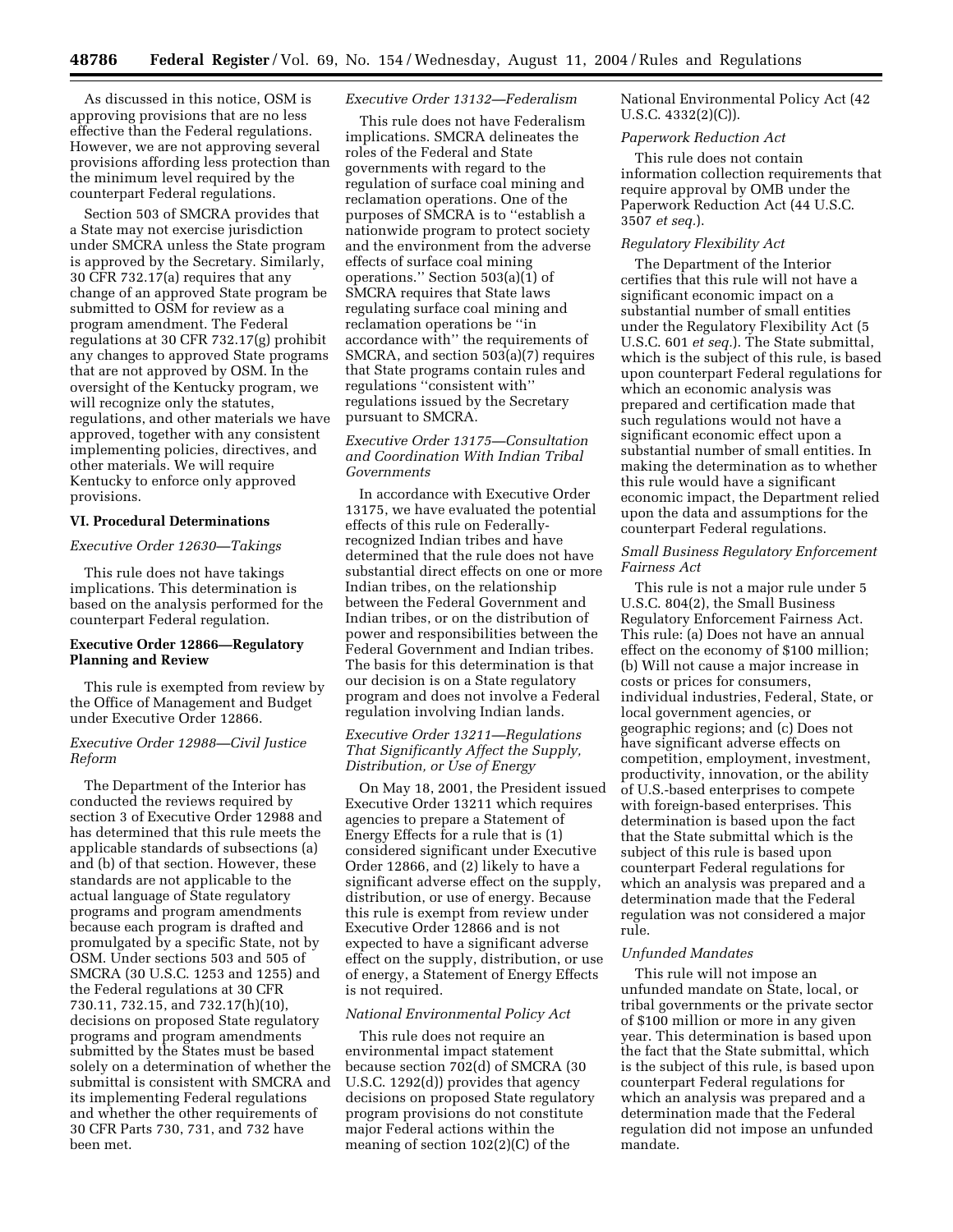As discussed in this notice, OSM is approving provisions that are no less effective than the Federal regulations. However, we are not approving several provisions affording less protection than the minimum level required by the counterpart Federal regulations.

Section 503 of SMCRA provides that a State may not exercise jurisdiction under SMCRA unless the State program is approved by the Secretary. Similarly, 30 CFR 732.17(a) requires that any change of an approved State program be submitted to OSM for review as a program amendment. The Federal regulations at 30 CFR 732.17(g) prohibit any changes to approved State programs that are not approved by OSM. In the oversight of the Kentucky program, we will recognize only the statutes, regulations, and other materials we have approved, together with any consistent implementing policies, directives, and other materials. We will require Kentucky to enforce only approved provisions.

## VI. Procedural Determinations

*Executive Order 12630—Takings*

This rule does not have takings implications. This determination is based on the analysis performed for the counterpart Federal regulation.

**Executive Order 12866—Regulatory Planning and Review**

This rule is exempted from review by the Office of Management and Budget under Executive Order 12866.

*Executive Order 12988—Civil Justice Reform*

The Department of the Interior has conducted the reviews required by section 3 of Executive Order 12988 and has determined that this rule meets the applicable standards of subsections (a) and (b) of that section. However, these standards are not applicable to the actual language of State regulatory programs and program amendments because each program is drafted and promulgated by a specific State, not by OSM. Under sections 503 and 505 of SMCRA (30 U.S.C. 1253 and 1255) and the Federal regulations at 30 CFR 730.11, 732.15, and 732.17(h)(10), decisions on proposed State regulatory programs and program amendments submitted by the States must be based solely on a determination of whether the submittal is consistent with SMCRA and its implementing Federal regulations and whether the other requirements of 30 CFR Parts 730, 731, and 732 have been met.

*Executive Order 13132—Federalism*

This rule does not have Federalism implications. SMCRA delineates the roles of the Federal and State governments with regard to the regulation of surface coal mining and reclamation operations. One of the purposes of SMCRA is to ''establish a nationwide program to protect society and the environment from the adverse effects of surface coal mining operations.'' Section 503(a)(1) of SMCRA requires that State laws regulating surface coal mining and reclamation operations be ''in accordance with'' the requirements of SMCRA, and section 503(a)(7) requires that State programs contain rules and regulations ''consistent with'' regulations issued by the Secretary pursuant to SMCRA.

*Executive Order 13175—Consultation and Coordination With Indian Tribal Governments*

In accordance with Executive Order 13175, we have evaluated the potential effects of this rule on Federally-recognized Indian tribes and have determined that the rule does not have substantial direct effects on one or more Indian tribes, on the relationship between the Federal Government and Indian tribes, or on the distribution of power and responsibilities between the Federal Government and Indian tribes. The basis for this determination is that our decision is on a State regulatory program and does not involve a Federal regulation involving Indian lands.

*Executive Order 13211—Regulations That Significantly Affect the Supply, Distribution, or Use of Energy*

On May 18, 2001, the President issued Executive Order 13211 which requires agencies to prepare a Statement of Energy Effects for a rule that is (1) considered significant under Executive Order 12866, and (2) likely to have a significant adverse effect on the supply, distribution, or use of energy. Because this rule is exempt from review under Executive Order 12866 and is not expected to have a significant adverse effect on the supply, distribution, or use of energy, a Statement of Energy Effects is not required.

*National Environmental Policy Act*

This rule does not require an environmental impact statement because section 702(d) of SMCRA (30 U.S.C. 1292(d)) provides that agency decisions on proposed State regulatory program provisions do not constitute major Federal actions within the meaning of section 102(2)(C) of the National Environmental Policy Act (42 U.S.C. 4332(2)(C)).

*Paperwork Reduction Act*

This rule does not contain information collection requirements that require approval by OMB under the Paperwork Reduction Act (44 U.S.C. 3507 *et seq.*).

*Regulatory Flexibility Act*

The Department of the Interior certifies that this rule will not have a significant economic impact on a substantial number of small entities under the Regulatory Flexibility Act (5 U.S.C. 601 *et seq.*). The State submittal, which is the subject of this rule, is based upon counterpart Federal regulations for which an economic analysis was prepared and certification made that such regulations would not have a significant economic effect upon a substantial number of small entities. In making the determination as to whether this rule would have a significant economic impact, the Department relied upon the data and assumptions for the counterpart Federal regulations.

*Small Business Regulatory Enforcement Fairness Act*

This rule is not a major rule under 5 U.S.C. 804(2), the Small Business Regulatory Enforcement Fairness Act. This rule: (a) Does not have an annual effect on the economy of $100 million; (b) Will not cause a major increase in costs or prices for consumers, individual industries, Federal, State, or local government agencies, or geographic regions; and (c) Does not have significant adverse effects on competition, employment, investment, productivity, innovation, or the ability of U.S.-based enterprises to compete with foreign-based enterprises. This determination is based upon the fact that the State submittal which is the subject of this rule is based upon counterpart Federal regulations for which an analysis was prepared and a determination made that the Federal regulation was not considered a major rule.

*Unfunded Mandates*

This rule will not impose an unfunded mandate on State, local, or tribal governments or the private sector of $100 million or more in any given year. This determination is based upon the fact that the State submittal, which is the subject of this rule, is based upon counterpart Federal regulations for which an analysis was prepared and a determination made that the Federal regulation did not impose an unfunded mandate.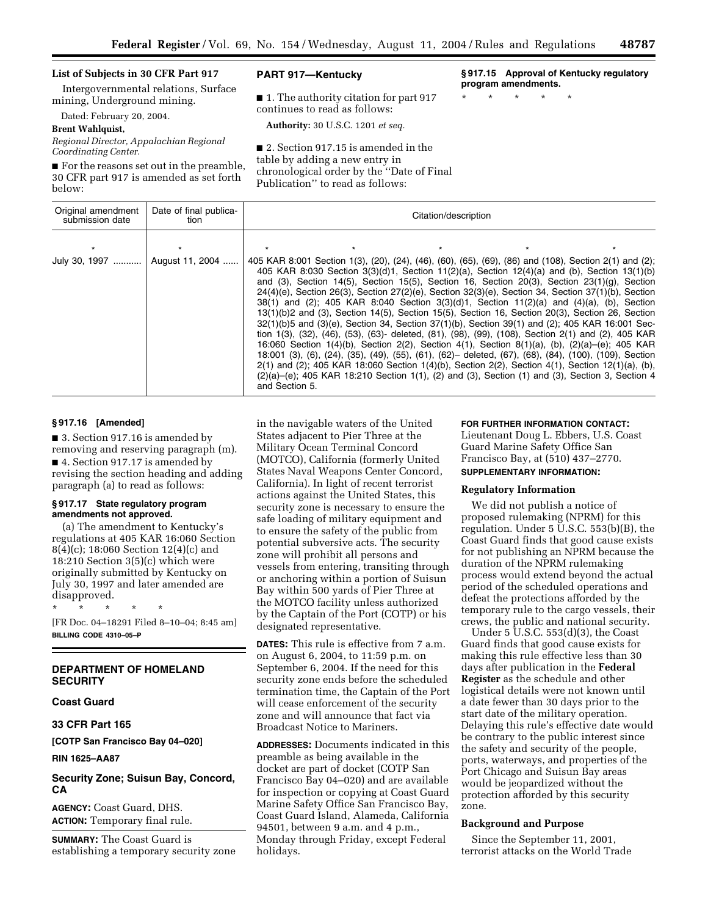**List of Subjects in 30 CFR Part 917**

Intergovernmental relations, Surface mining, Underground mining.

Dated: February 20, 2004.

**Brent Wahlquist,**

*Regional Director, Appalachian Regional Coordinating Center.*

■ For the reasons set out in the preamble, 30 CFR part 917 is amended as set forth below:

## PART 917—Kentucky

■ 1. The authority citation for part 917 continues to read as follows:

**Authority:** 30 U.S.C. 1201 *et seq.*

■ 2. Section 917.15 is amended in the table by adding a new entry in chronological order by the ''Date of Final Publication'' to read as follows:

### § 917.15 Approval of Kentucky regulatory program amendments.

\* \* \* \* \*

| Original amendment submission date | Date of final publication | Citation/description |
|---|---|---|
| \* | \* | \* \* \* \* \* \* |
| July 30, 1997 ........... | August 11, 2004 ...... | 405 KAR 8:001 Section 1(3), (20), (24), (46), (60), (65), (69), (86) and (108), Section 2(1) and (2); 405 KAR 8:030 Section 3(3)(d)1, Section 11(2)(a), Section 12(4)(a) and (b), Section 13(1)(b) and (3), Section 14(5), Section 15(5), Section 16, Section 20(3), Section 23(1)(g), Section 24(4)(e), Section 26(3), Section 27(2)(e), Section 32(3)(e), Section 34, Section 37(1)(b), Section 38(1) and (2); 405 KAR 8:040 Section 3(3)(d)1, Section 11(2)(a) and (4)(a), (b), Section 13(1)(b)2 and (3), Section 14(5), Section 15(5), Section 16, Section 20(3), Section 26, Section 32(1)(b)5 and (3)(e), Section 34, Section 37(1)(b), Section 39(1) and (2); 405 KAR 16:001 Section 1(3), (32), (46), (53), (63)- deleted, (81), (98), (99), (108), Section 2(1) and (2), 405 KAR 16:060 Section 1(4)(b), Section 2(2), Section 4(1), Section 8(1)(a), (b), (2)(a)–(e); 405 KAR 18:001 (3), (6), (24), (35), (49), (55), (61), (62)– deleted, (67), (68), (84), (100), (109), Section 2(1) and (2); 405 KAR 18:060 Section 1(4)(b), Section 2(2), Section 4(1), Section 12(1)(a), (b), (2)(a)–(e); 405 KAR 18:210 Section 1(1), (2) and (3), Section (1) and (3), Section 3, Section 4 and Section 5. |

### § 917.16 [Amended]

■ 3. Section 917.16 is amended by removing and reserving paragraph (m).

■ 4. Section 917.17 is amended by revising the section heading and adding paragraph (a) to read as follows:

### § 917.17 State regulatory program amendments not approved.

(a) The amendment to Kentucky's regulations at 405 KAR 16:060 Section 8(4)(c); 18:060 Section 12(4)(c) and 18:210 Section 3(5)(c) which were originally submitted by Kentucky on July 30, 1997 and later amended are disapproved.

\* \* \* \* \*

[FR Doc. 04–18291 Filed 8–10–04; 8:45 am]

**BILLING CODE 4310–05–P**

## DEPARTMENT OF HOMELAND SECURITY

## Coast Guard

## 33 CFR Part 165

**[COTP San Francisco Bay 04–020]**

**RIN 1625–AA87**

## Security Zone; Suisun Bay, Concord, CA

**AGENCY:** Coast Guard, DHS.

**ACTION:** Temporary final rule.

**SUMMARY:** The Coast Guard is establishing a temporary security zone in the navigable waters of the United States adjacent to Pier Three at the Military Ocean Terminal Concord (MOTCO), California (formerly United States Naval Weapons Center Concord, California). In light of recent terrorist actions against the United States, this security zone is necessary to ensure the safe loading of military equipment and to ensure the safety of the public from potential subversive acts. The security zone will prohibit all persons and vessels from entering, transiting through or anchoring within a portion of Suisun Bay within 500 yards of Pier Three at the MOTCO facility unless authorized by the Captain of the Port (COTP) or his designated representative.

**DATES:** This rule is effective from 7 a.m. on August 6, 2004, to 11:59 p.m. on September 6, 2004. If the need for this security zone ends before the scheduled termination time, the Captain of the Port will cease enforcement of the security zone and will announce that fact via Broadcast Notice to Mariners.

**ADDRESSES:** Documents indicated in this preamble as being available in the docket are part of docket (COTP San Francisco Bay 04–020) and are available for inspection or copying at Coast Guard Marine Safety Office San Francisco Bay, Coast Guard Island, Alameda, California 94501, between 9 a.m. and 4 p.m., Monday through Friday, except Federal holidays.

**FOR FURTHER INFORMATION CONTACT:** Lieutenant Doug L. Ebbers, U.S. Coast Guard Marine Safety Office San Francisco Bay, at (510) 437–2770.

**SUPPLEMENTARY INFORMATION:**

**Regulatory Information**

We did not publish a notice of proposed rulemaking (NPRM) for this regulation. Under 5 U.S.C. 553(b)(B), the Coast Guard finds that good cause exists for not publishing an NPRM because the duration of the NPRM rulemaking process would extend beyond the actual period of the scheduled operations and defeat the protections afforded by the temporary rule to the cargo vessels, their crews, the public and national security.

Under 5 U.S.C. 553(d)(3), the Coast Guard finds that good cause exists for making this rule effective less than 30 days after publication in the **Federal Register** as the schedule and other logistical details were not known until a date fewer than 30 days prior to the start date of the military operation. Delaying this rule's effective date would be contrary to the public interest since the safety and security of the people, ports, waterways, and properties of the Port Chicago and Suisun Bay areas would be jeopardized without the protection afforded by this security zone.

**Background and Purpose**

Since the September 11, 2001, terrorist attacks on the World Trade